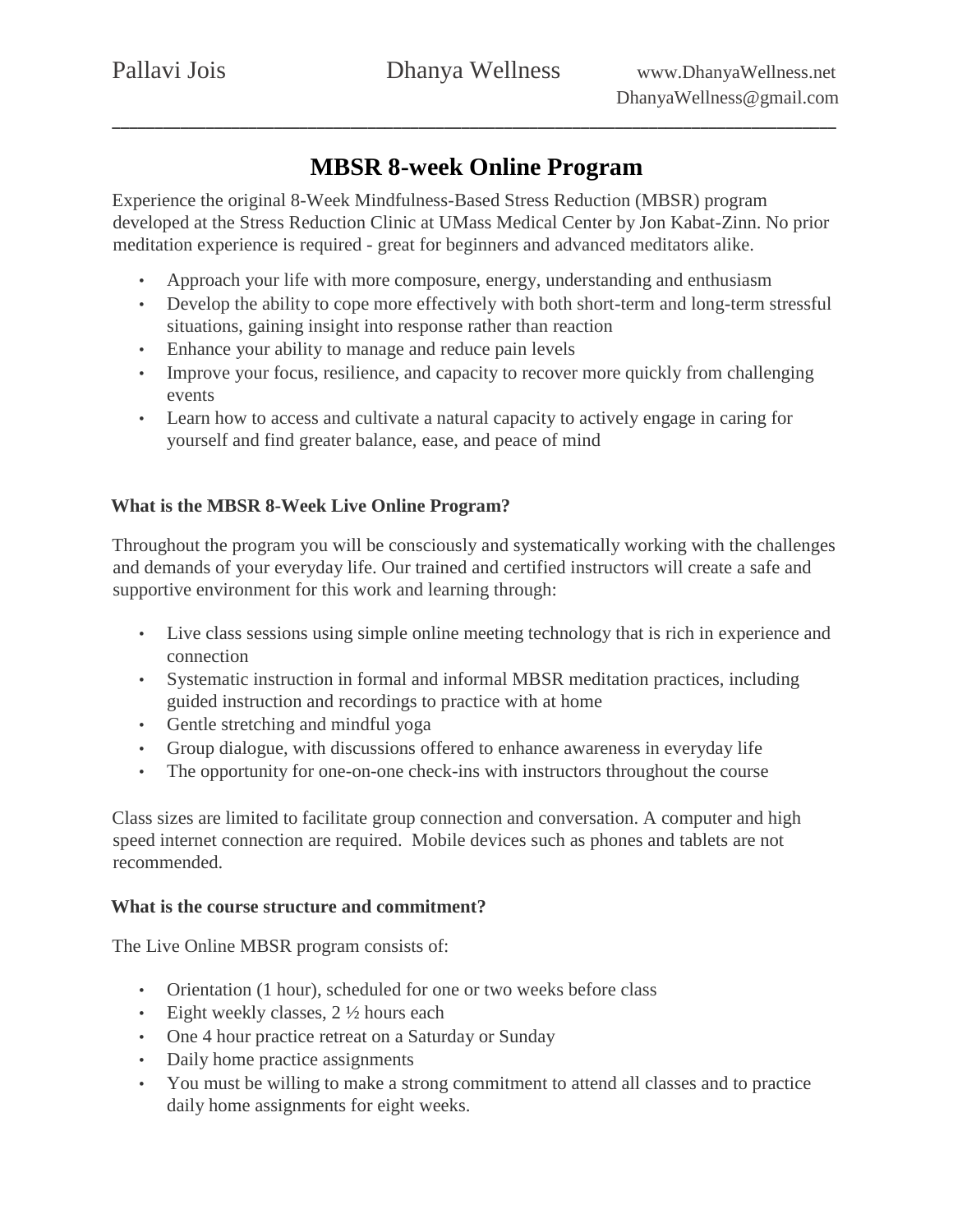Pallavi Jois Dhanya Wellness www.DhanyaWellness.net DhanyaWellness@gmail.com

# MBSR 8-week Online Program

Experience the original 8-Week Mindfulness-Based Stress Reduction (MBSR) program developed at the Stress Reduction Clinic at UMass Medical Center by Jon Kabat-Zinn. No prior meditation experience is required - great for beginners and advanced meditators alike.

- Approach your life with more composure, energy, understanding and enthusiasm
- Develop the ability to cope more effectively with both short-term and long-term stressful situations, gaining insight into response rather than reaction
- Enhance your ability to manage and reduce pain levels
- Improve your focus, resilience, and capacity to recover more quickly from challenging events
- Learn how to access and cultivate a natural capacity to actively engage in caring for yourself and find greater balance, ease, and peace of mind

### What is the MBSR 8-Week Live Online Program?

Throughout the program you will be consciously and systematically working with the challenges and demands of your everyday life. Our trained and certified instructors will create a safe and supportive environment for this work and learning through:

- Live class sessions using simple online meeting technology that is rich in experience and connection
- Systematic instruction in formal and informal MBSR meditation practices, including guided instruction and recordings to practice with at home
- Gentle stretching and mindful yoga
- Group dialogue, with discussions offered to enhance awareness in everyday life
- The opportunity for one-on-one check-ins with instructors throughout the course

Class sizes are limited to facilitate group connection and conversation. A computer and high speed internet connection are required. Mobile devices such as phones and tablets are not recommended.

### What is the course structure and commitment?

The Live Online MBSR program consists of:

- Orientation (1 hour), scheduled for one or two weeks before class
- Eight weekly classes, 2 ½ hours each
- One 4 hour practice retreat on a Saturday or Sunday
- Daily home practice assignments
- You must be willing to make a strong commitment to attend all classes and to practice daily home assignments for eight weeks.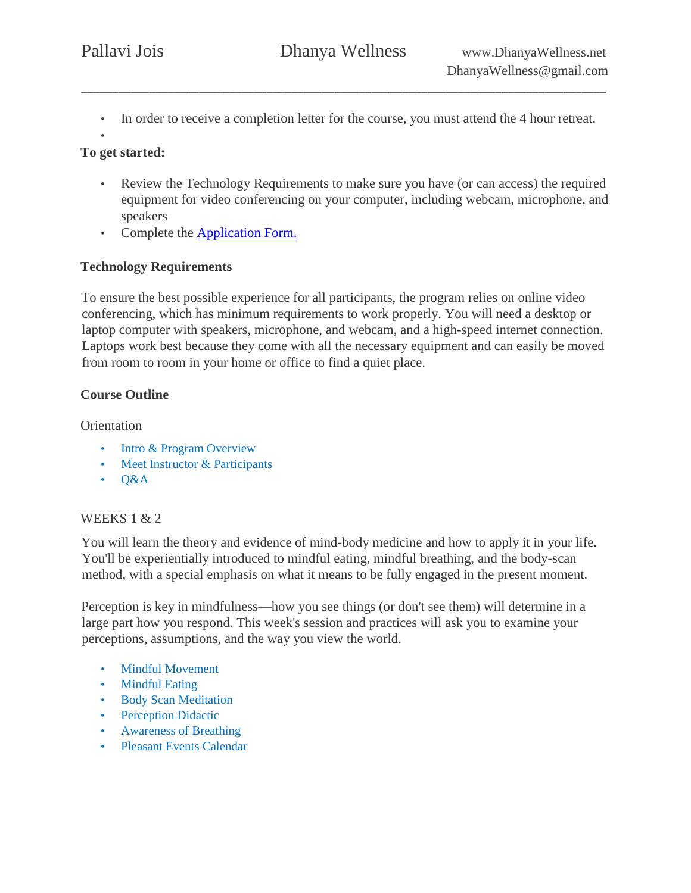- In order to receive a completion letter for the course, you must attend the 4 hour retreat.

**To get started:**

- Review the Technology Requirements to make sure you have (or can access) the required equipment for video conferencing on your computer, including webcam, microphone, and speakers
- Complete the [Application Form.]()

**Technology Requirements**

To ensure the best possible experience for all participants, the program relies on online video conferencing, which has minimum requirements to work properly. You will need a desktop or laptop computer with speakers, microphone, and webcam, and a high-speed internet connection. Laptops work best because they come with all the necessary equipment and can easily be moved from room to room in your home or office to find a quiet place.

**Course Outline**

Orientation

- Intro & Program Overview
- Meet Instructor & Participants
- Q&A

WEEKS 1 & 2

You will learn the theory and evidence of mind-body medicine and how to apply it in your life. You'll be experientially introduced to mindful eating, mindful breathing, and the body-scan method, with a special emphasis on what it means to be fully engaged in the present moment.

Perception is key in mindfulness—how you see things (or don't see them) will determine in a large part how you respond. This week's session and practices will ask you to examine your perceptions, assumptions, and the way you view the world.

- Mindful Movement
- Mindful Eating
- Body Scan Meditation
- Perception Didactic
- Awareness of Breathing
- Pleasant Events Calendar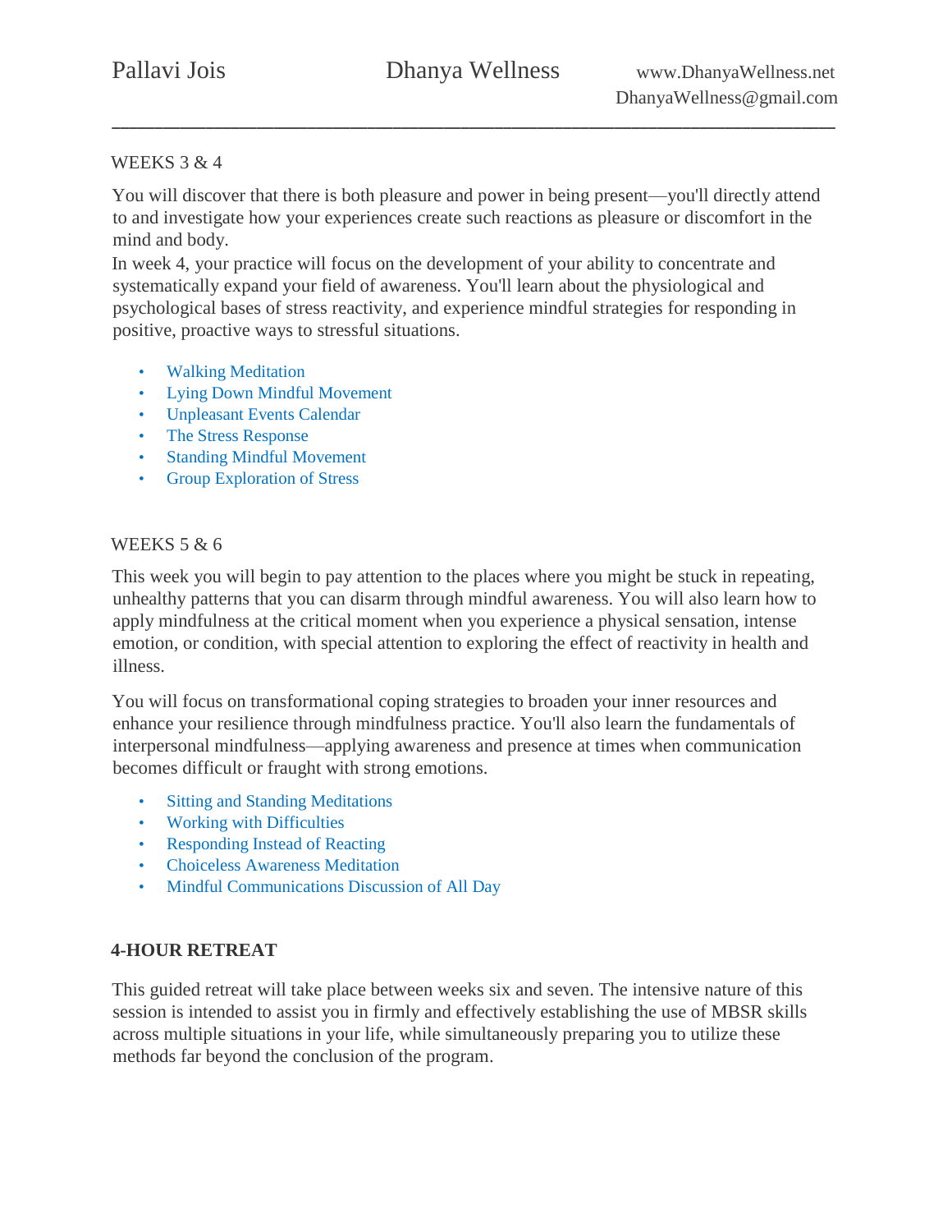WEEKS 3 & 4

You will discover that there is both pleasure and power in being present—you'll directly attend to and investigate how your experiences create such reactions as pleasure or discomfort in the mind and body.
In week 4, your practice will focus on the development of your ability to concentrate and systematically expand your field of awareness. You'll learn about the physiological and psychological bases of stress reactivity, and experience mindful strategies for responding in positive, proactive ways to stressful situations.

- Walking Meditation
- Lying Down Mindful Movement
- Unpleasant Events Calendar
- The Stress Response
- Standing Mindful Movement
- Group Exploration of Stress

WEEKS 5 & 6

This week you will begin to pay attention to the places where you might be stuck in repeating, unhealthy patterns that you can disarm through mindful awareness. You will also learn how to apply mindfulness at the critical moment when you experience a physical sensation, intense emotion, or condition, with special attention to exploring the effect of reactivity in health and illness.

You will focus on transformational coping strategies to broaden your inner resources and enhance your resilience through mindfulness practice. You'll also learn the fundamentals of interpersonal mindfulness—applying awareness and presence at times when communication becomes difficult or fraught with strong emotions.

- Sitting and Standing Meditations
- Working with Difficulties
- Responding Instead of Reacting
- Choiceless Awareness Meditation
- Mindful Communications Discussion of All Day

**4-HOUR RETREAT**

This guided retreat will take place between weeks six and seven. The intensive nature of this session is intended to assist you in firmly and effectively establishing the use of MBSR skills across multiple situations in your life, while simultaneously preparing you to utilize these methods far beyond the conclusion of the program.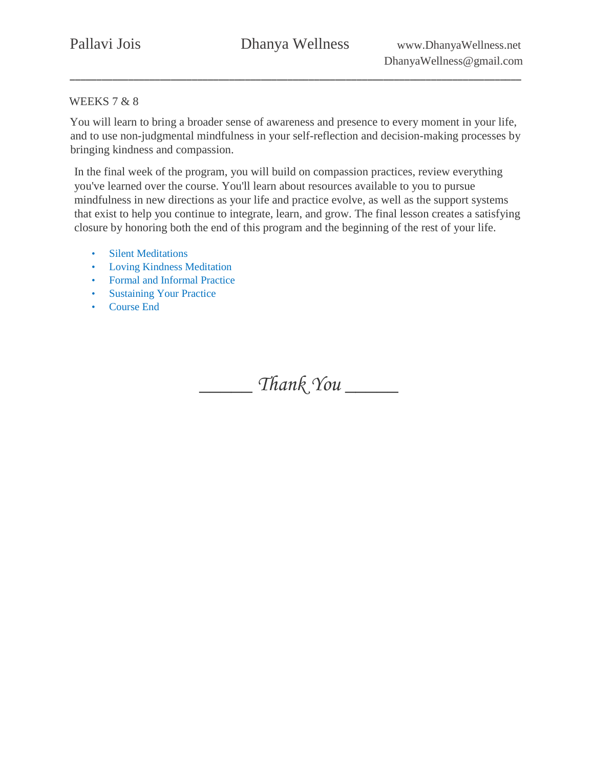WEEKS 7 & 8

You will learn to bring a broader sense of awareness and presence to every moment in your life, and to use non-judgmental mindfulness in your self-reflection and decision-making processes by bringing kindness and compassion.

In the final week of the program, you will build on compassion practices, review everything you've learned over the course. You'll learn about resources available to you to pursue mindfulness in new directions as your life and practice evolve, as well as the support systems that exist to help you continue to integrate, learn, and grow. The final lesson creates a satisfying closure by honoring both the end of this program and the beginning of the rest of your life.

- Silent Meditations
- Loving Kindness Meditation
- Formal and Informal Practice
- Sustaining Your Practice
- Course End

*______ Thank You ______*